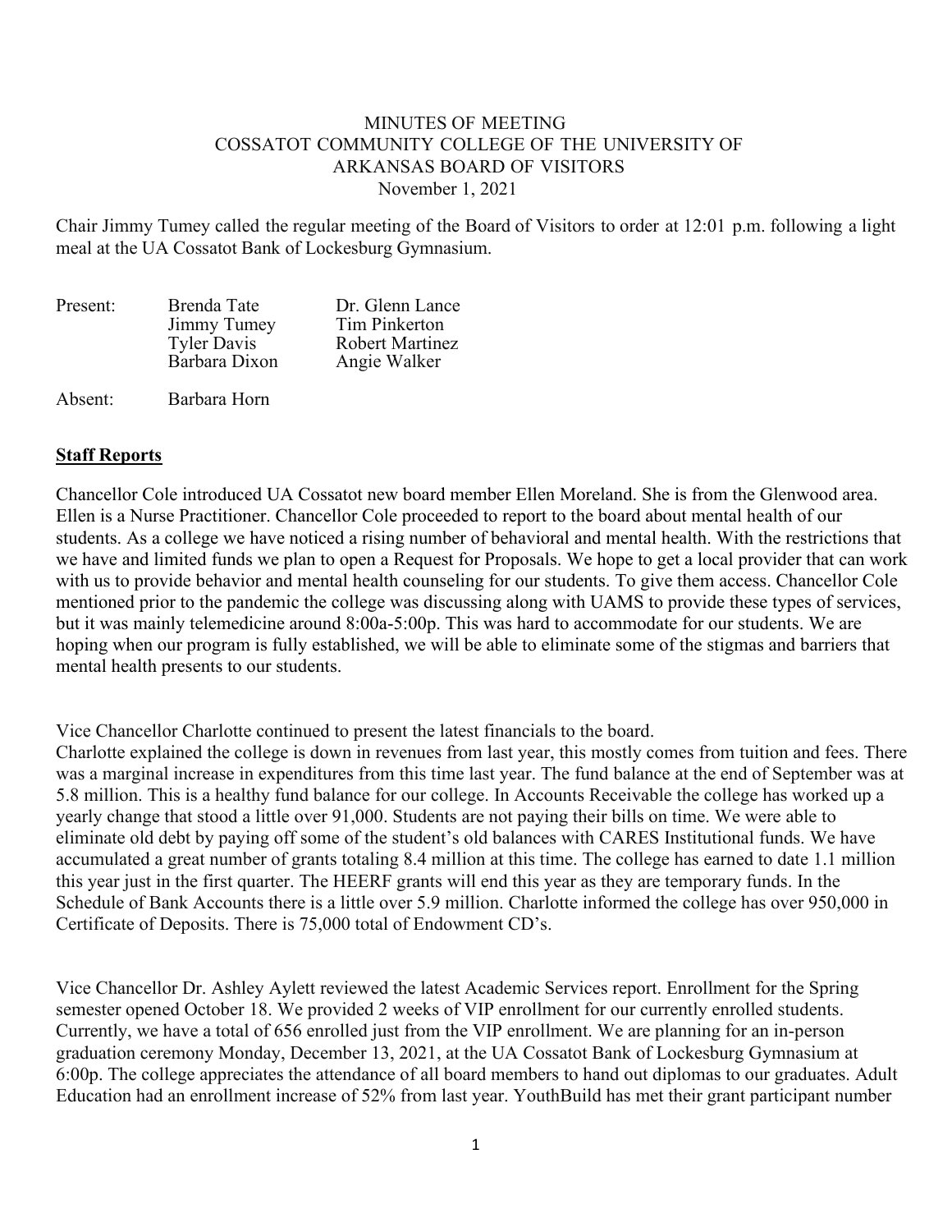MINUTES OF MEETING
COSSATOT COMMUNITY COLLEGE OF THE UNIVERSITY OF
ARKANSAS BOARD OF VISITORS
November 1, 2021

Chair Jimmy Tumey called the regular meeting of the Board of Visitors to order at 12:01 p.m. following a light meal at the UA Cossatot Bank of Lockesburg Gymnasium.

| Present: | Brenda Tate | Dr. Glenn Lance |
|---|---|---|
| | Jimmy Tumey | Tim Pinkerton |
| | Tyler Davis | Robert Martinez |
| | Barbara Dixon | Angie Walker |
| Absent: | Barbara Horn | |

## Staff Reports

Chancellor Cole introduced UA Cossatot new board member Ellen Moreland. She is from the Glenwood area. Ellen is a Nurse Practitioner. Chancellor Cole proceeded to report to the board about mental health of our students. As a college we have noticed a rising number of behavioral and mental health. With the restrictions that we have and limited funds we plan to open a Request for Proposals. We hope to get a local provider that can work with us to provide behavior and mental health counseling for our students. To give them access. Chancellor Cole mentioned prior to the pandemic the college was discussing along with UAMS to provide these types of services, but it was mainly telemedicine around 8:00a-5:00p. This was hard to accommodate for our students. We are hoping when our program is fully established, we will be able to eliminate some of the stigmas and barriers that mental health presents to our students.

Vice Chancellor Charlotte continued to present the latest financials to the board.
Charlotte explained the college is down in revenues from last year, this mostly comes from tuition and fees. There was a marginal increase in expenditures from this time last year. The fund balance at the end of September was at 5.8 million. This is a healthy fund balance for our college. In Accounts Receivable the college has worked up a yearly change that stood a little over 91,000. Students are not paying their bills on time. We were able to eliminate old debt by paying off some of the student's old balances with CARES Institutional funds. We have accumulated a great number of grants totaling 8.4 million at this time. The college has earned to date 1.1 million this year just in the first quarter. The HEERF grants will end this year as they are temporary funds. In the Schedule of Bank Accounts there is a little over 5.9 million. Charlotte informed the college has over 950,000 in Certificate of Deposits. There is 75,000 total of Endowment CD's.

Vice Chancellor Dr. Ashley Aylett reviewed the latest Academic Services report. Enrollment for the Spring semester opened October 18. We provided 2 weeks of VIP enrollment for our currently enrolled students. Currently, we have a total of 656 enrolled just from the VIP enrollment. We are planning for an in-person graduation ceremony Monday, December 13, 2021, at the UA Cossatot Bank of Lockesburg Gymnasium at 6:00p. The college appreciates the attendance of all board members to hand out diplomas to our graduates. Adult Education had an enrollment increase of 52% from last year. YouthBuild has met their grant participant number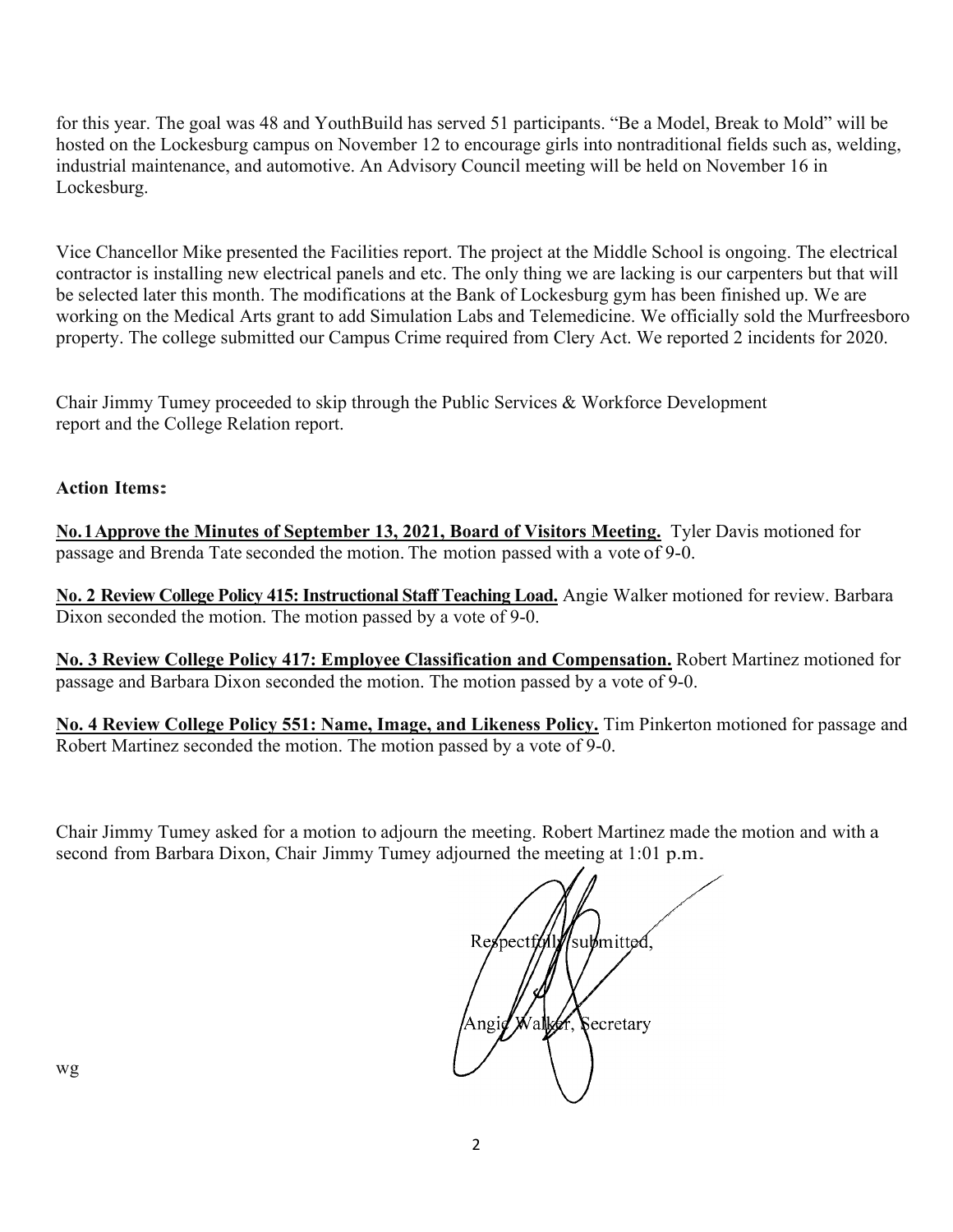for this year. The goal was 48 and YouthBuild has served 51 participants. "Be a Model, Break to Mold" will be hosted on the Lockesburg campus on November 12 to encourage girls into nontraditional fields such as, welding, industrial maintenance, and automotive. An Advisory Council meeting will be held on November 16 in Lockesburg.

Vice Chancellor Mike presented the Facilities report. The project at the Middle School is ongoing. The electrical contractor is installing new electrical panels and etc. The only thing we are lacking is our carpenters but that will be selected later this month. The modifications at the Bank of Lockesburg gym has been finished up. We are working on the Medical Arts grant to add Simulation Labs and Telemedicine. We officially sold the Murfreesboro property. The college submitted our Campus Crime required from Clery Act. We reported 2 incidents for 2020.

Chair Jimmy Tumey proceeded to skip through the Public Services & Workforce Development report and the College Relation report.

**Action Items:**

**No. 1 Approve the Minutes of September 13, 2021, Board of Visitors Meeting.** Tyler Davis motioned for passage and Brenda Tate seconded the motion. The motion passed with a vote of 9-0.

**No. 2 Review College Policy 415: Instructional Staff Teaching Load.** Angie Walker motioned for review. Barbara Dixon seconded the motion. The motion passed by a vote of 9-0.

**No. 3 Review College Policy 417: Employee Classification and Compensation.** Robert Martinez motioned for passage and Barbara Dixon seconded the motion. The motion passed by a vote of 9-0.

**No. 4 Review College Policy 551: Name, Image, and Likeness Policy.** Tim Pinkerton motioned for passage and Robert Martinez seconded the motion. The motion passed by a vote of 9-0.

Chair Jimmy Tumey asked for a motion to adjourn the meeting. Robert Martinez made the motion and with a second from Barbara Dixon, Chair Jimmy Tumey adjourned the meeting at 1:01 p.m.

Respectfully submitted,

Angie Walker, Secretary

wg